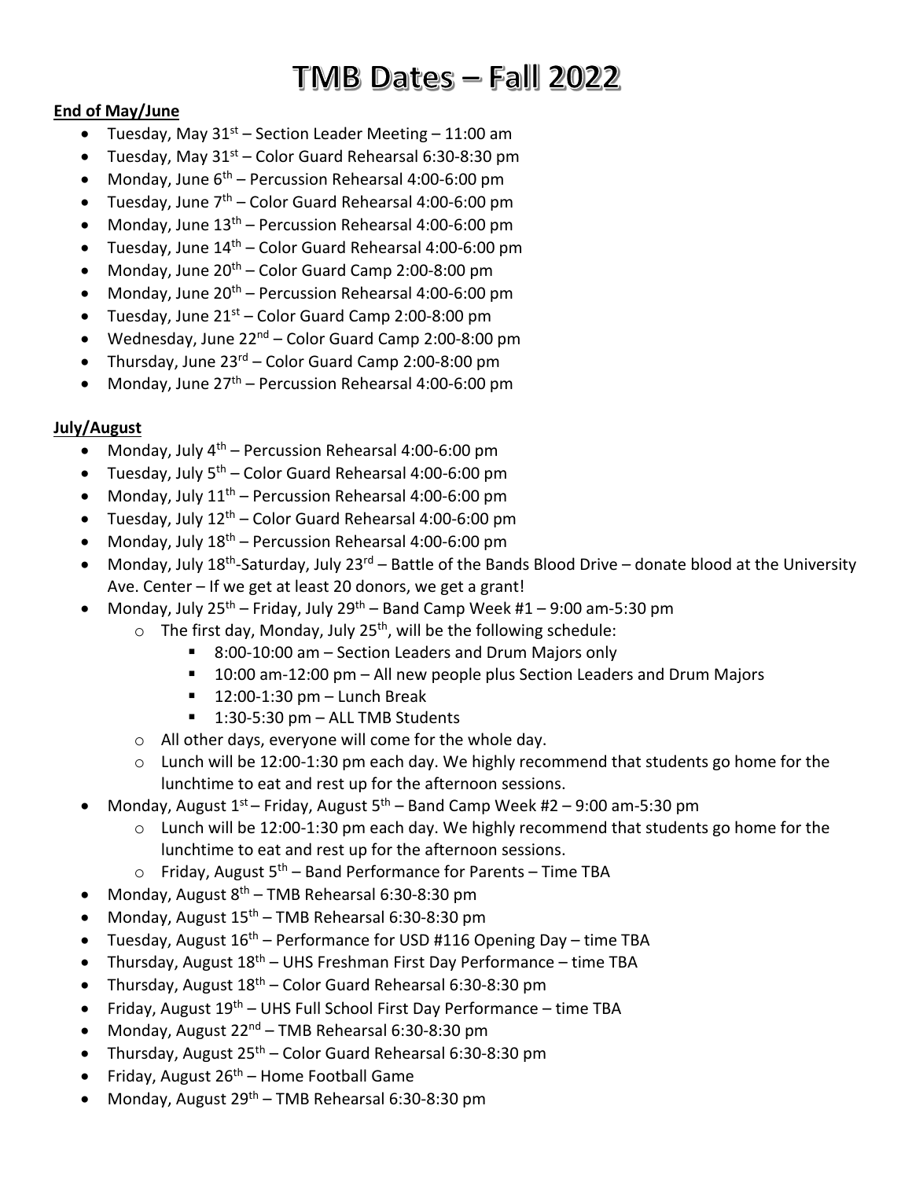# TMB Dates – Fall 2022

**End of May/June**

- Tuesday, May 31st – Section Leader Meeting – 11:00 am
- Tuesday, May 31st – Color Guard Rehearsal 6:30-8:30 pm
- Monday, June 6th – Percussion Rehearsal 4:00-6:00 pm
- Tuesday, June 7th – Color Guard Rehearsal 4:00-6:00 pm
- Monday, June 13th – Percussion Rehearsal 4:00-6:00 pm
- Tuesday, June 14th – Color Guard Rehearsal 4:00-6:00 pm
- Monday, June 20th – Color Guard Camp 2:00-8:00 pm
- Monday, June 20th – Percussion Rehearsal 4:00-6:00 pm
- Tuesday, June 21st – Color Guard Camp 2:00-8:00 pm
- Wednesday, June 22nd – Color Guard Camp 2:00-8:00 pm
- Thursday, June 23rd – Color Guard Camp 2:00-8:00 pm
- Monday, June 27th – Percussion Rehearsal 4:00-6:00 pm

**July/August**

- Monday, July 4th – Percussion Rehearsal 4:00-6:00 pm
- Tuesday, July 5th – Color Guard Rehearsal 4:00-6:00 pm
- Monday, July 11th – Percussion Rehearsal 4:00-6:00 pm
- Tuesday, July 12th – Color Guard Rehearsal 4:00-6:00 pm
- Monday, July 18th – Percussion Rehearsal 4:00-6:00 pm
- Monday, July 18th-Saturday, July 23rd – Battle of the Bands Blood Drive – donate blood at the University Ave. Center – If we get at least 20 donors, we get a grant!
- Monday, July 25th – Friday, July 29th – Band Camp Week #1 – 9:00 am-5:30 pm
  - The first day, Monday, July 25th, will be the following schedule:
    - 8:00-10:00 am – Section Leaders and Drum Majors only
    - 10:00 am-12:00 pm – All new people plus Section Leaders and Drum Majors
    - 12:00-1:30 pm – Lunch Break
    - 1:30-5:30 pm – ALL TMB Students
  - All other days, everyone will come for the whole day.
  - Lunch will be 12:00-1:30 pm each day. We highly recommend that students go home for the lunchtime to eat and rest up for the afternoon sessions.
- Monday, August 1st – Friday, August 5th – Band Camp Week #2 – 9:00 am-5:30 pm
  - Lunch will be 12:00-1:30 pm each day. We highly recommend that students go home for the lunchtime to eat and rest up for the afternoon sessions.
  - Friday, August 5th – Band Performance for Parents – Time TBA
- Monday, August 8th – TMB Rehearsal 6:30-8:30 pm
- Monday, August 15th – TMB Rehearsal 6:30-8:30 pm
- Tuesday, August 16th – Performance for USD #116 Opening Day – time TBA
- Thursday, August 18th – UHS Freshman First Day Performance – time TBA
- Thursday, August 18th – Color Guard Rehearsal 6:30-8:30 pm
- Friday, August 19th – UHS Full School First Day Performance – time TBA
- Monday, August 22nd – TMB Rehearsal 6:30-8:30 pm
- Thursday, August 25th – Color Guard Rehearsal 6:30-8:30 pm
- Friday, August 26th – Home Football Game
- Monday, August 29th – TMB Rehearsal 6:30-8:30 pm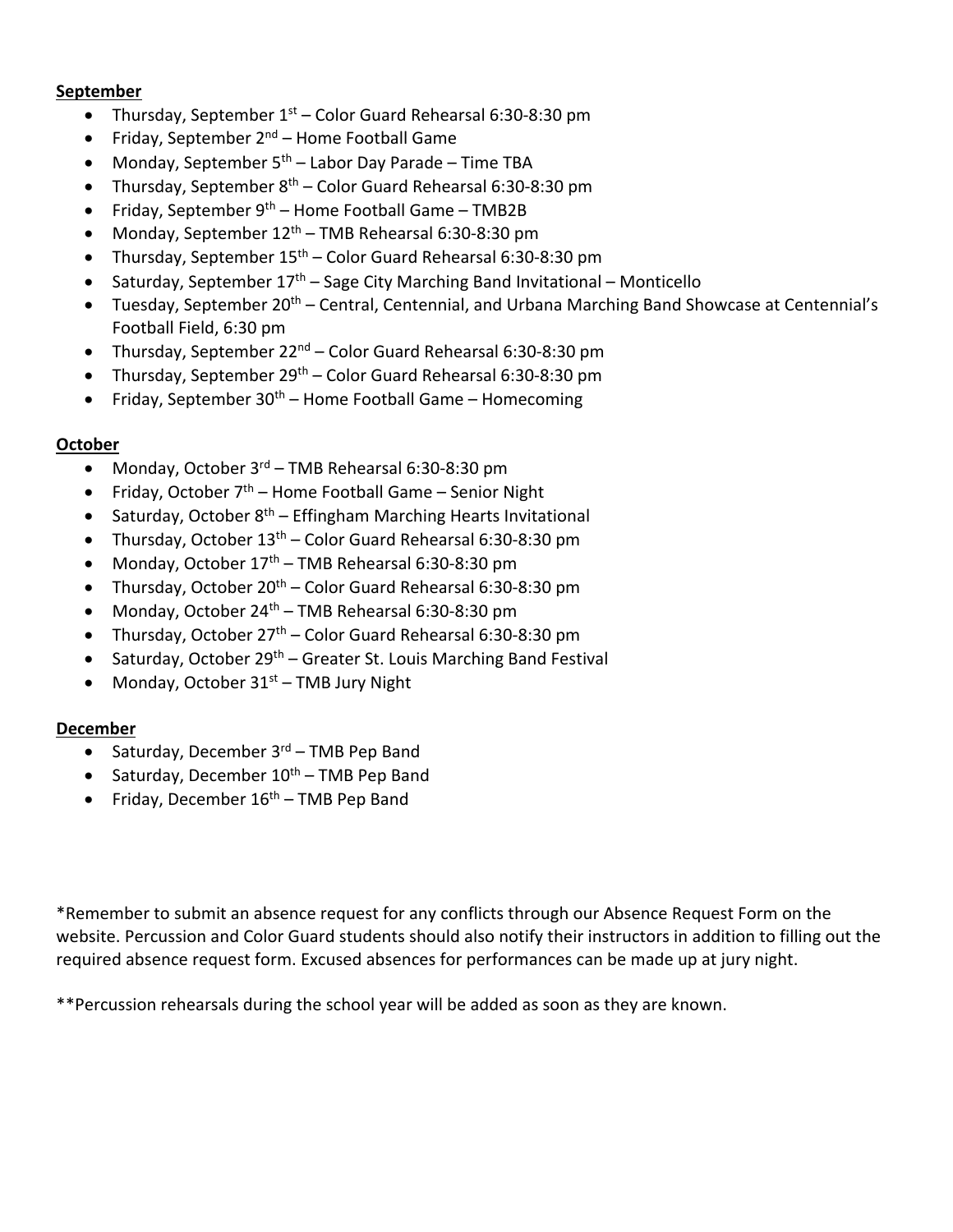**September**

- Thursday, September 1st – Color Guard Rehearsal 6:30-8:30 pm
- Friday, September 2nd – Home Football Game
- Monday, September 5th – Labor Day Parade – Time TBA
- Thursday, September 8th – Color Guard Rehearsal 6:30-8:30 pm
- Friday, September 9th – Home Football Game – TMB2B
- Monday, September 12th – TMB Rehearsal 6:30-8:30 pm
- Thursday, September 15th – Color Guard Rehearsal 6:30-8:30 pm
- Saturday, September 17th – Sage City Marching Band Invitational – Monticello
- Tuesday, September 20th – Central, Centennial, and Urbana Marching Band Showcase at Centennial's Football Field, 6:30 pm
- Thursday, September 22nd – Color Guard Rehearsal 6:30-8:30 pm
- Thursday, September 29th – Color Guard Rehearsal 6:30-8:30 pm
- Friday, September 30th – Home Football Game – Homecoming

**October**

- Monday, October 3rd – TMB Rehearsal 6:30-8:30 pm
- Friday, October 7th – Home Football Game – Senior Night
- Saturday, October 8th – Effingham Marching Hearts Invitational
- Thursday, October 13th – Color Guard Rehearsal 6:30-8:30 pm
- Monday, October 17th – TMB Rehearsal 6:30-8:30 pm
- Thursday, October 20th – Color Guard Rehearsal 6:30-8:30 pm
- Monday, October 24th – TMB Rehearsal 6:30-8:30 pm
- Thursday, October 27th – Color Guard Rehearsal 6:30-8:30 pm
- Saturday, October 29th – Greater St. Louis Marching Band Festival
- Monday, October 31st – TMB Jury Night

**December**

- Saturday, December 3rd – TMB Pep Band
- Saturday, December 10th – TMB Pep Band
- Friday, December 16th – TMB Pep Band

*Remember to submit an absence request for any conflicts through our Absence Request Form on the website. Percussion and Color Guard students should also notify their instructors in addition to filling out the required absence request form. Excused absences for performances can be made up at jury night.

**Percussion rehearsals during the school year will be added as soon as they are known.